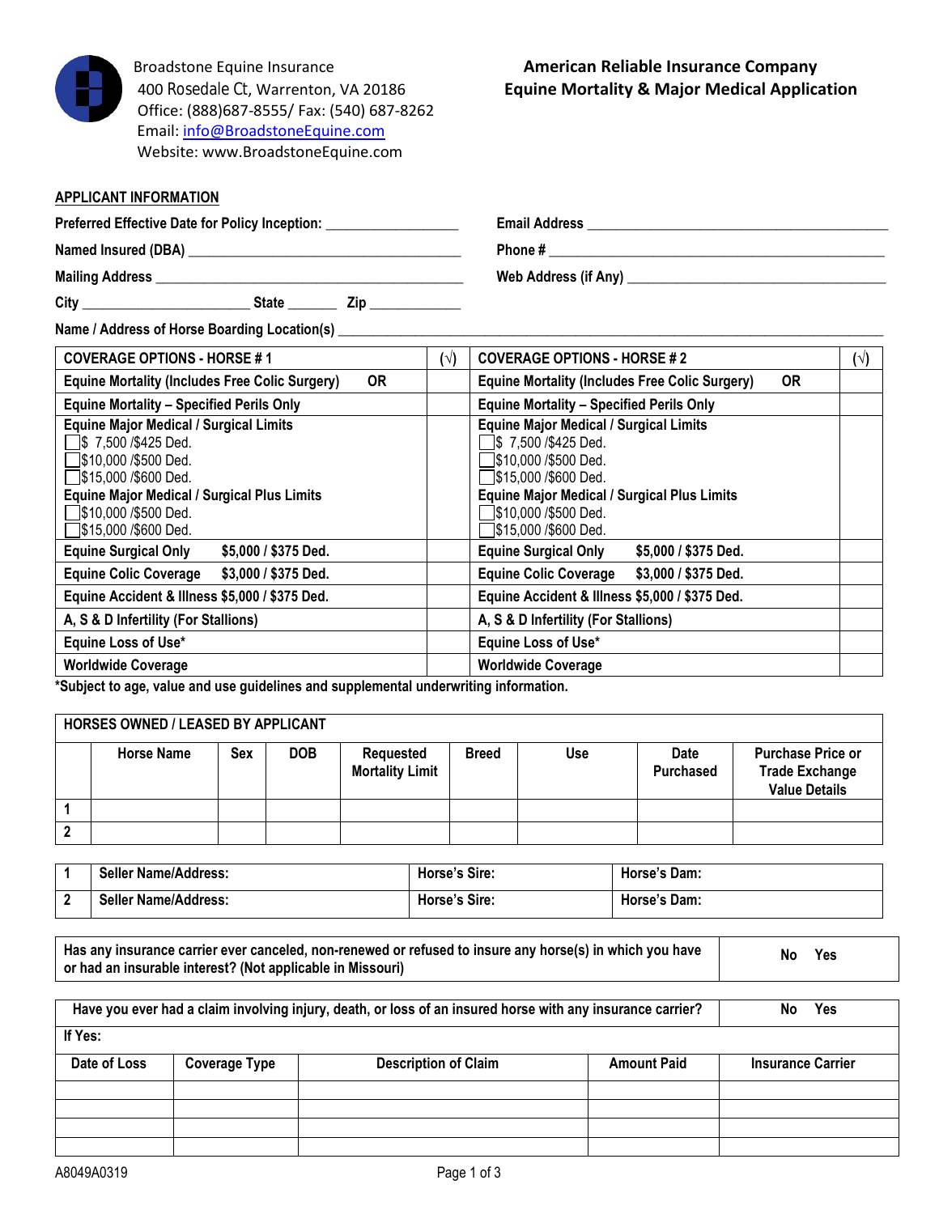Broadstone Equine Insurance
400 Rosedale Ct, Warrenton, VA 20186
Office: (888)687-8555/ Fax: (540) 687-8262
Email: info@BroadstoneEquine.com
Website: www.BroadstoneEquine.com

# American Reliable Insurance Company
# Equine Mortality & Major Medical Application

## APPLICANT INFORMATION

**Preferred Effective Date for Policy Inception:** ______________

**Email Address** ______________________________

**Named Insured (DBA)** ______________________________

**Phone #** ______________________________

**Mailing Address** ______________________________

**Web Address (if Any)** ______________________________

**City** __________________ **State** ______ **Zip** __________

**Name / Address of Horse Boarding Location(s)** ______________________________________________

| COVERAGE OPTIONS - HORSE # 1 | (√) | COVERAGE OPTIONS - HORSE # 2 | (√) |
|---|---|---|---|
| Equine Mortality (Includes Free Colic Surgery) OR | | Equine Mortality (Includes Free Colic Surgery) OR | |
| Equine Mortality – Specified Perils Only | | Equine Mortality – Specified Perils Only | |
| **Equine Major Medical / Surgical Limits**<br>☐ $ 7,500 /$425 Ded.<br>☐ $10,000 /$500 Ded.<br>☐ $15,000 /$600 Ded.<br>**Equine Major Medical / Surgical Plus Limits**<br>☐ $10,000 /$500 Ded.<br>☐ $15,000 /$600 Ded. | | **Equine Major Medical / Surgical Limits**<br>☐ $ 7,500 /$425 Ded.<br>☐ $10,000 /$500 Ded.<br>☐ $15,000 /$600 Ded.<br>**Equine Major Medical / Surgical Plus Limits**<br>☐ $10,000 /$500 Ded.<br>☐ $15,000 /$600 Ded. | |
| Equine Surgical Only $5,000 / $375 Ded. | | Equine Surgical Only $5,000 / $375 Ded. | |
| Equine Colic Coverage $3,000 / $375 Ded. | | Equine Colic Coverage $3,000 / $375 Ded. | |
| Equine Accident & Illness $5,000 / $375 Ded. | | Equine Accident & Illness $5,000 / $375 Ded. | |
| A, S & D Infertility (For Stallions) | | A, S & D Infertility (For Stallions) | |
| Equine Loss of Use* | | Equine Loss of Use* | |
| Worldwide Coverage | | Worldwide Coverage | |

***Subject to age, value and use guidelines and supplemental underwriting information.**

**HORSES OWNED / LEASED BY APPLICANT**

| | Horse Name | Sex | DOB | Requested Mortality Limit | Breed | Use | Date Purchased | Purchase Price or Trade Exchange Value Details |
|---|---|---|---|---|---|---|---|---|
| 1 | | | | | | | | |
| 2 | | | | | | | | |

| | Seller Name/Address: | Horse's Sire: | Horse's Dam: |
|---|---|---|---|
| 1 | Seller Name/Address: | Horse's Sire: | Horse's Dam: |
| 2 | Seller Name/Address: | Horse's Sire: | Horse's Dam: |

| Has any insurance carrier ever canceled, non-renewed or refused to insure any horse(s) in which you have or had an insurable interest? (Not applicable in Missouri) | No Yes |
|---|---|

| Have you ever had a claim involving injury, death, or loss of an insured horse with any insurance carrier? | | | | No Yes |
|---|---|---|---|---|
| If Yes: | | | | |
| Date of Loss | Coverage Type | Description of Claim | Amount Paid | Insurance Carrier |
| | | | | |
| | | | | |
| | | | | |
| | | | | |

A8049A0319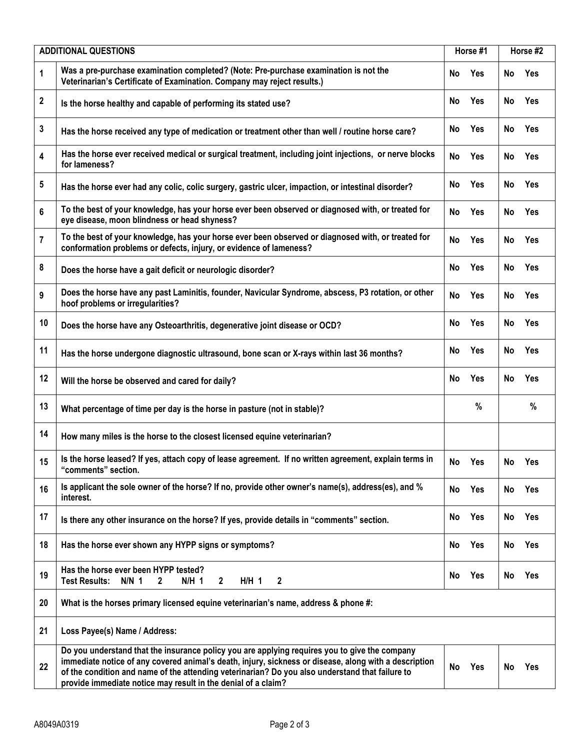| | ADDITIONAL QUESTIONS | Horse #1 | Horse #2 |
|---|---|---|---|
| 1 | Was a pre-purchase examination completed? (Note: Pre-purchase examination is not the Veterinarian's Certificate of Examination. Company may reject results.) | No Yes | No Yes |
| 2 | Is the horse healthy and capable of performing its stated use? | No Yes | No Yes |
| 3 | Has the horse received any type of medication or treatment other than well / routine horse care? | No Yes | No Yes |
| 4 | Has the horse ever received medical or surgical treatment, including joint injections, or nerve blocks for lameness? | No Yes | No Yes |
| 5 | Has the horse ever had any colic, colic surgery, gastric ulcer, impaction, or intestinal disorder? | No Yes | No Yes |
| 6 | To the best of your knowledge, has your horse ever been observed or diagnosed with, or treated for eye disease, moon blindness or head shyness? | No Yes | No Yes |
| 7 | To the best of your knowledge, has your horse ever been observed or diagnosed with, or treated for conformation problems or defects, injury, or evidence of lameness? | No Yes | No Yes |
| 8 | Does the horse have a gait deficit or neurologic disorder? | No Yes | No Yes |
| 9 | Does the horse have any past Laminitis, founder, Navicular Syndrome, abscess, P3 rotation, or other hoof problems or irregularities? | No Yes | No Yes |
| 10 | Does the horse have any Osteoarthritis, degenerative joint disease or OCD? | No Yes | No Yes |
| 11 | Has the horse undergone diagnostic ultrasound, bone scan or X-rays within last 36 months? | No Yes | No Yes |
| 12 | Will the horse be observed and cared for daily? | No Yes | No Yes |
| 13 | What percentage of time per day is the horse in pasture (not in stable)? | % | % |
| 14 | How many miles is the horse to the closest licensed equine veterinarian? | | |
| 15 | Is the horse leased? If yes, attach copy of lease agreement. If no written agreement, explain terms in "comments" section. | No Yes | No Yes |
| 16 | Is applicant the sole owner of the horse? If no, provide other owner's name(s), address(es), and % interest. | No Yes | No Yes |
| 17 | Is there any other insurance on the horse? If yes, provide details in "comments" section. | No Yes | No Yes |
| 18 | Has the horse ever shown any HYPP signs or symptoms? | No Yes | No Yes |
| 19 | Has the horse ever been HYPP tested?<br>Test Results: N/N 1 2 N/H 1 2 H/H 1 2 | No Yes | No Yes |
| 20 | What is the horses primary licensed equine veterinarian's name, address & phone #: | | |
| 21 | Loss Payee(s) Name / Address: | | |
| 22 | Do you understand that the insurance policy you are applying requires you to give the company immediate notice of any covered animal's death, injury, sickness or disease, along with a description of the condition and name of the attending veterinarian? Do you also understand that failure to provide immediate notice may result in the denial of a claim? | No Yes | No Yes |

A8049A0319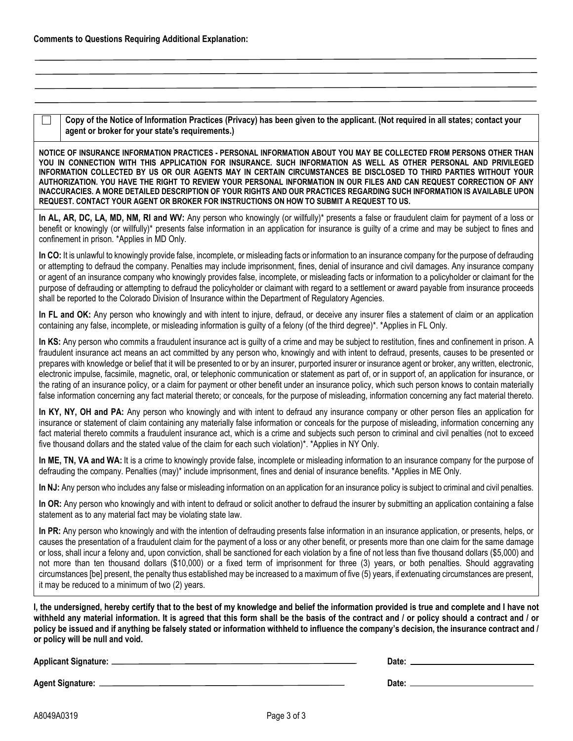**Comments to Questions Requiring Additional Explanation:**

\_\_\_\_\_\_\_\_\_\_\_\_\_\_\_\_\_\_\_\_\_\_\_\_\_\_\_\_\_\_\_\_\_\_\_\_\_\_\_\_\_\_\_\_\_\_\_\_\_\_\_\_\_\_\_\_\_\_\_\_\_\_\_\_\_\_\_\_\_\_\_\_\_\_\_\_\_\_

\_\_\_\_\_\_\_\_\_\_\_\_\_\_\_\_\_\_\_\_\_\_\_\_\_\_\_\_\_\_\_\_\_\_\_\_\_\_\_\_\_\_\_\_\_\_\_\_\_\_\_\_\_\_\_\_\_\_\_\_\_\_\_\_\_\_\_\_\_\_\_\_\_\_\_\_\_\_

\_\_\_\_\_\_\_\_\_\_\_\_\_\_\_\_\_\_\_\_\_\_\_\_\_\_\_\_\_\_\_\_\_\_\_\_\_\_\_\_\_\_\_\_\_\_\_\_\_\_\_\_\_\_\_\_\_\_\_\_\_\_\_\_\_\_\_\_\_\_\_\_\_\_\_\_\_\_

\_\_\_\_\_\_\_\_\_\_\_\_\_\_\_\_\_\_\_\_\_\_\_\_\_\_\_\_\_\_\_\_\_\_\_\_\_\_\_\_\_\_\_\_\_\_\_\_\_\_\_\_\_\_\_\_\_\_\_\_\_\_\_\_\_\_\_\_\_\_\_\_\_\_\_\_\_\_

☐ **Copy of the Notice of Information Practices (Privacy) has been given to the applicant. (Not required in all states; contact your agent or broker for your state's requirements.)**

**NOTICE OF INSURANCE INFORMATION PRACTICES - PERSONAL INFORMATION ABOUT YOU MAY BE COLLECTED FROM PERSONS OTHER THAN YOU IN CONNECTION WITH THIS APPLICATION FOR INSURANCE. SUCH INFORMATION AS WELL AS OTHER PERSONAL AND PRIVILEGED INFORMATION COLLECTED BY US OR OUR AGENTS MAY IN CERTAIN CIRCUMSTANCES BE DISCLOSED TO THIRD PARTIES WITHOUT YOUR AUTHORIZATION. YOU HAVE THE RIGHT TO REVIEW YOUR PERSONAL INFORMATION IN OUR FILES AND CAN REQUEST CORRECTION OF ANY INACCURACIES. A MORE DETAILED DESCRIPTION OF YOUR RIGHTS AND OUR PRACTICES REGARDING SUCH INFORMATION IS AVAILABLE UPON REQUEST. CONTACT YOUR AGENT OR BROKER FOR INSTRUCTIONS ON HOW TO SUBMIT A REQUEST TO US.**

**In AL, AR, DC, LA, MD, NM, RI and WV:** Any person who knowingly (or willfully)* presents a false or fraudulent claim for payment of a loss or benefit or knowingly (or willfully)* presents false information in an application for insurance is guilty of a crime and may be subject to fines and confinement in prison. *Applies in MD Only.

**In CO:** It is unlawful to knowingly provide false, incomplete, or misleading facts or information to an insurance company for the purpose of defrauding or attempting to defraud the company. Penalties may include imprisonment, fines, denial of insurance and civil damages. Any insurance company or agent of an insurance company who knowingly provides false, incomplete, or misleading facts or information to a policyholder or claimant for the purpose of defrauding or attempting to defraud the policyholder or claimant with regard to a settlement or award payable from insurance proceeds shall be reported to the Colorado Division of Insurance within the Department of Regulatory Agencies.

**In FL and OK:** Any person who knowingly and with intent to injure, defraud, or deceive any insurer files a statement of claim or an application containing any false, incomplete, or misleading information is guilty of a felony (of the third degree)*. *Applies in FL Only.

**In KS:** Any person who commits a fraudulent insurance act is guilty of a crime and may be subject to restitution, fines and confinement in prison. A fraudulent insurance act means an act committed by any person who, knowingly and with intent to defraud, presents, causes to be presented or prepares with knowledge or belief that it will be presented to or by an insurer, purported insurer or insurance agent or broker, any written, electronic, electronic impulse, facsimile, magnetic, oral, or telephonic communication or statement as part of, or in support of, an application for insurance, or the rating of an insurance policy, or a claim for payment or other benefit under an insurance policy, which such person knows to contain materially false information concerning any fact material thereto; or conceals, for the purpose of misleading, information concerning any fact material thereto.

**In KY, NY, OH and PA:** Any person who knowingly and with intent to defraud any insurance company or other person files an application for insurance or statement of claim containing any materially false information or conceals for the purpose of misleading, information concerning any fact material thereto commits a fraudulent insurance act, which is a crime and subjects such person to criminal and civil penalties (not to exceed five thousand dollars and the stated value of the claim for each such violation)*. *Applies in NY Only.

**In ME, TN, VA and WA:** It is a crime to knowingly provide false, incomplete or misleading information to an insurance company for the purpose of defrauding the company. Penalties (may)* include imprisonment, fines and denial of insurance benefits. *Applies in ME Only.

**In NJ:** Any person who includes any false or misleading information on an application for an insurance policy is subject to criminal and civil penalties.

**In OR:** Any person who knowingly and with intent to defraud or solicit another to defraud the insurer by submitting an application containing a false statement as to any material fact may be violating state law.

**In PR:** Any person who knowingly and with the intention of defrauding presents false information in an insurance application, or presents, helps, or causes the presentation of a fraudulent claim for the payment of a loss or any other benefit, or presents more than one claim for the same damage or loss, shall incur a felony and, upon conviction, shall be sanctioned for each violation by a fine of not less than five thousand dollars ($5,000) and not more than ten thousand dollars ($10,000) or a fixed term of imprisonment for three (3) years, or both penalties. Should aggravating circumstances [be] present, the penalty thus established may be increased to a maximum of five (5) years, if extenuating circumstances are present, it may be reduced to a minimum of two (2) years.

**I, the undersigned, hereby certify that to the best of my knowledge and belief the information provided is true and complete and I have not withheld any material information. It is agreed that this form shall be the basis of the contract and / or policy should a contract and / or policy be issued and if anything be falsely stated or information withheld to influence the company's decision, the insurance contract and / or policy will be null and void.**

**Applicant Signature:** \_\_\_\_\_\_\_\_\_\_\_\_\_\_\_\_\_\_\_\_\_\_\_\_\_\_\_\_\_\_\_\_\_\_\_\_\_\_ **Date:** \_\_\_\_\_\_\_\_\_\_\_\_\_\_\_\_\_\_\_\_

**Agent Signature:** \_\_\_\_\_\_\_\_\_\_\_\_\_\_\_\_\_\_\_\_\_\_\_\_\_\_\_\_\_\_\_\_\_\_\_\_\_\_ **Date:** \_\_\_\_\_\_\_\_\_\_\_\_\_\_\_\_\_\_\_\_

A8049A0319